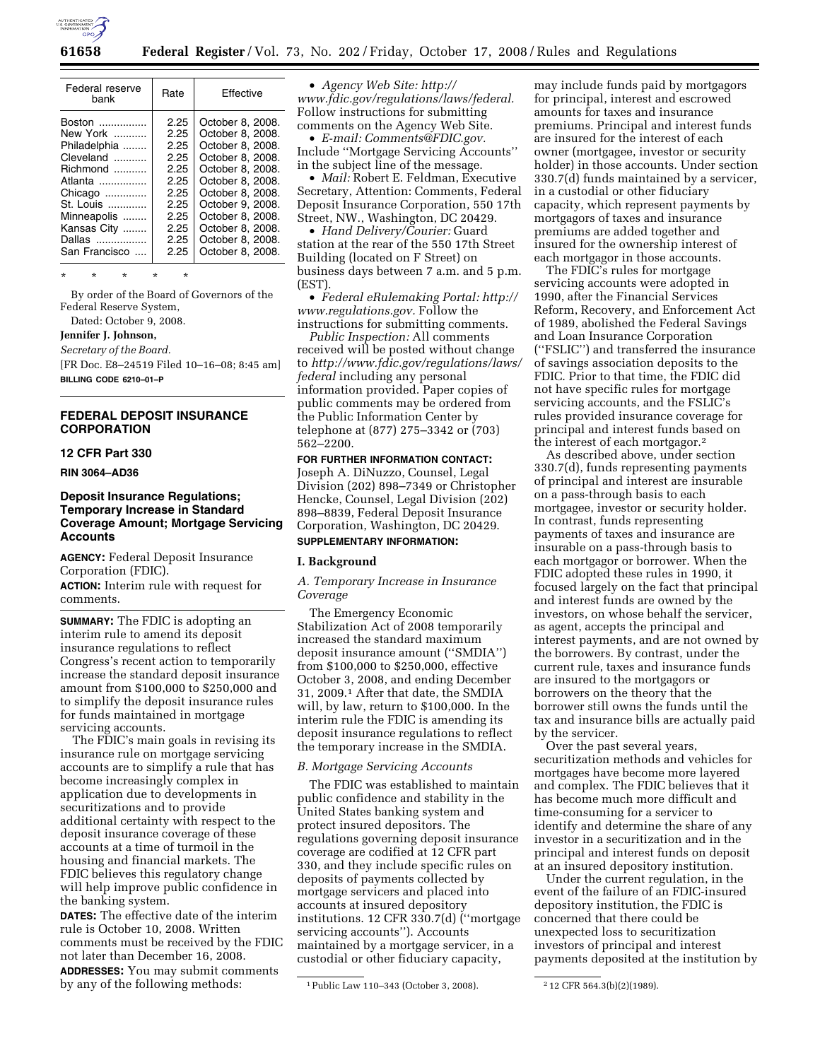| Federal reserve bank | Rate | Effective |
|---|---|---|
| Boston | 2.25 | October 8, 2008. |
| New York | 2.25 | October 8, 2008. |
| Philadelphia | 2.25 | October 8, 2008. |
| Cleveland | 2.25 | October 8, 2008. |
| Richmond | 2.25 | October 8, 2008. |
| Atlanta | 2.25 | October 8, 2008. |
| Chicago | 2.25 | October 8, 2008. |
| St. Louis | 2.25 | October 9, 2008. |
| Minneapolis | 2.25 | October 8, 2008. |
| Kansas City | 2.25 | October 8, 2008. |
| Dallas | 2.25 | October 8, 2008. |
| San Francisco | 2.25 | October 8, 2008. |

\* \* \* \* \*

By order of the Board of Governors of the Federal Reserve System,

Dated: October 9, 2008.

**Jennifer J. Johnson,**

*Secretary of the Board.*

[FR Doc. E8–24519 Filed 10–16–08; 8:45 am]

**BILLING CODE 6210–01–P**

## FEDERAL DEPOSIT INSURANCE CORPORATION

### 12 CFR Part 330

**RIN 3064–AD36**

### Deposit Insurance Regulations; Temporary Increase in Standard Coverage Amount; Mortgage Servicing Accounts

**AGENCY:** Federal Deposit Insurance Corporation (FDIC).

**ACTION:** Interim rule with request for comments.

**SUMMARY:** The FDIC is adopting an interim rule to amend its deposit insurance regulations to reflect Congress's recent action to temporarily increase the standard deposit insurance amount from $100,000 to $250,000 and to simplify the deposit insurance rules for funds maintained in mortgage servicing accounts.

The FDIC's main goals in revising its insurance rule on mortgage servicing accounts are to simplify a rule that has become increasingly complex in application due to developments in securitizations and to provide additional certainty with respect to the deposit insurance coverage of these accounts at a time of turmoil in the housing and financial markets. The FDIC believes this regulatory change will help improve public confidence in the banking system.

**DATES:** The effective date of the interim rule is October 10, 2008. Written comments must be received by the FDIC not later than December 16, 2008.

**ADDRESSES:** You may submit comments by any of the following methods:

- *Agency Web Site: http://www.fdic.gov/regulations/laws/federal.* Follow instructions for submitting comments on the Agency Web Site.
- *E-mail: Comments@FDIC.gov.* Include ''Mortgage Servicing Accounts'' in the subject line of the message.
- *Mail:* Robert E. Feldman, Executive Secretary, Attention: Comments, Federal Deposit Insurance Corporation, 550 17th Street, NW., Washington, DC 20429.
- *Hand Delivery/Courier:* Guard station at the rear of the 550 17th Street Building (located on F Street) on business days between 7 a.m. and 5 p.m. (EST).
- *Federal eRulemaking Portal: http://www.regulations.gov.* Follow the instructions for submitting comments.

*Public Inspection:* All comments received will be posted without change to *http://www.fdic.gov/regulations/laws/federal* including any personal information provided. Paper copies of public comments may be ordered from the Public Information Center by telephone at (877) 275–3342 or (703) 562–2200.

**FOR FURTHER INFORMATION CONTACT:** Joseph A. DiNuzzo, Counsel, Legal Division (202) 898–7349 or Christopher Hencke, Counsel, Legal Division (202) 898–8839, Federal Deposit Insurance Corporation, Washington, DC 20429.

**SUPPLEMENTARY INFORMATION:**

#### I. Background

*A. Temporary Increase in Insurance Coverage*

The Emergency Economic Stabilization Act of 2008 temporarily increased the standard maximum deposit insurance amount (''SMDIA'') from $100,000 to $250,000, effective October 3, 2008, and ending December 31, 2009.[1] After that date, the SMDIA will, by law, return to $100,000. In the interim rule the FDIC is amending its deposit insurance regulations to reflect the temporary increase in the SMDIA.

*B. Mortgage Servicing Accounts*

The FDIC was established to maintain public confidence and stability in the United States banking system and protect insured depositors. The regulations governing deposit insurance coverage are codified at 12 CFR part 330, and they include specific rules on deposits of payments collected by mortgage servicers and placed into accounts at insured depository institutions. 12 CFR 330.7(d) (''mortgage servicing accounts''). Accounts maintained by a mortgage servicer, in a custodial or other fiduciary capacity, may include funds paid by mortgagors for principal, interest and escrowed amounts for taxes and insurance premiums. Principal and interest funds are insured for the interest of each owner (mortgagee, investor or security holder) in those accounts. Under section 330.7(d) funds maintained by a servicer, in a custodial or other fiduciary capacity, which represent payments by mortgagors of taxes and insurance premiums are added together and insured for the ownership interest of each mortgagor in those accounts.

The FDIC's rules for mortgage servicing accounts were adopted in 1990, after the Financial Services Reform, Recovery, and Enforcement Act of 1989, abolished the Federal Savings and Loan Insurance Corporation (''FSLIC'') and transferred the insurance of savings association deposits to the FDIC. Prior to that time, the FDIC did not have specific rules for mortgage servicing accounts, and the FSLIC's rules provided insurance coverage for principal and interest funds based on the interest of each mortgagor.[2]

As described above, under section 330.7(d), funds representing payments of principal and interest are insurable on a pass-through basis to each mortgagee, investor or security holder. In contrast, funds representing payments of taxes and insurance are insurable on a pass-through basis to each mortgagor or borrower. When the FDIC adopted these rules in 1990, it focused largely on the fact that principal and interest funds are owned by the investors, on whose behalf the servicer, as agent, accepts the principal and interest payments, and are not owned by the borrowers. By contrast, under the current rule, taxes and insurance funds are insured to the mortgagors or borrowers on the theory that the borrower still owns the funds until the tax and insurance bills are actually paid by the servicer.

Over the past several years, securitization methods and vehicles for mortgages have become more layered and complex. The FDIC believes that it has become much more difficult and time-consuming for a servicer to identify and determine the share of any investor in a securitization and in the principal and interest funds on deposit at an insured depository institution.

Under the current regulation, in the event of the failure of an FDIC-insured depository institution, the FDIC is concerned that there could be unexpected loss to securitization investors of principal and interest payments deposited at the institution by

[1] Public Law 110–343 (October 3, 2008).

[2] 12 CFR 564.3(b)(2)(1989).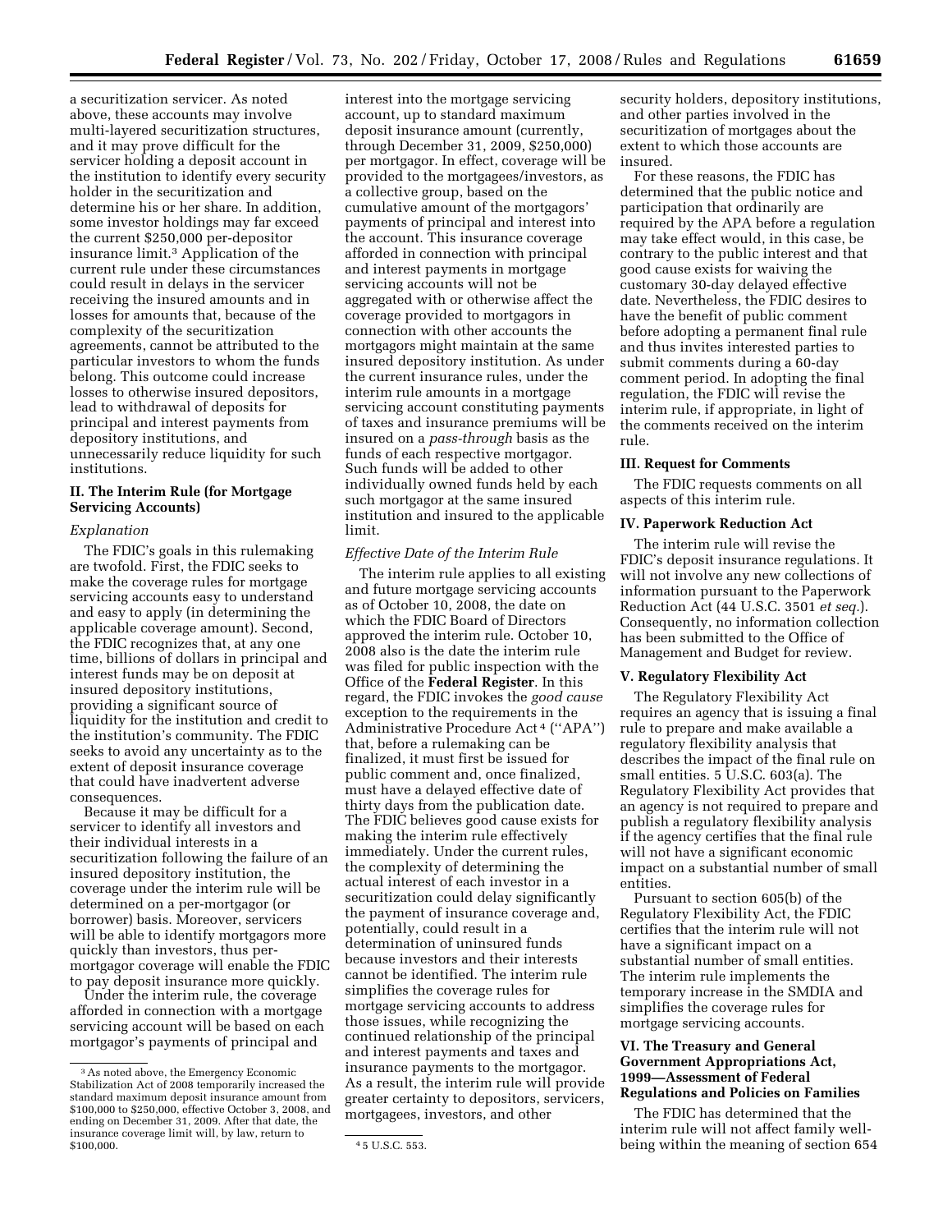a securitization servicer. As noted above, these accounts may involve multi-layered securitization structures, and it may prove difficult for the servicer holding a deposit account in the institution to identify every security holder in the securitization and determine his or her share. In addition, some investor holdings may far exceed the current $250,000 per-depositor insurance limit.[3] Application of the current rule under these circumstances could result in delays in the servicer receiving the insured amounts and in losses for amounts that, because of the complexity of the securitization agreements, cannot be attributed to the particular investors to whom the funds belong. This outcome could increase losses to otherwise insured depositors, lead to withdrawal of deposits for principal and interest payments from depository institutions, and unnecessarily reduce liquidity for such institutions.

## II. The Interim Rule (for Mortgage Servicing Accounts)

*Explanation*

The FDIC's goals in this rulemaking are twofold. First, the FDIC seeks to make the coverage rules for mortgage servicing accounts easy to understand and easy to apply (in determining the applicable coverage amount). Second, the FDIC recognizes that, at any one time, billions of dollars in principal and interest funds may be on deposit at insured depository institutions, providing a significant source of liquidity for the institution and credit to the institution's community. The FDIC seeks to avoid any uncertainty as to the extent of deposit insurance coverage that could have inadvertent adverse consequences.

Because it may be difficult for a servicer to identify all investors and their individual interests in a securitization following the failure of an insured depository institution, the coverage under the interim rule will be determined on a per-mortgagor (or borrower) basis. Moreover, servicers will be able to identify mortgagors more quickly than investors, thus per-mortgagor coverage will enable the FDIC to pay deposit insurance more quickly.

Under the interim rule, the coverage afforded in connection with a mortgage servicing account will be based on each mortgagor's payments of principal and interest into the mortgage servicing account, up to standard maximum deposit insurance amount (currently, through December 31, 2009, $250,000) per mortgagor. In effect, coverage will be provided to the mortgagees/investors, as a collective group, based on the cumulative amount of the mortgagors' payments of principal and interest into the account. This insurance coverage afforded in connection with principal and interest payments in mortgage servicing accounts will not be aggregated with or otherwise affect the coverage provided to mortgagors in connection with other accounts the mortgagors might maintain at the same insured depository institution. As under the current insurance rules, under the interim rule amounts in a mortgage servicing account constituting payments of taxes and insurance premiums will be insured on a *pass-through* basis as the funds of each respective mortgagor. Such funds will be added to other individually owned funds held by each such mortgagor at the same insured institution and insured to the applicable limit.

*Effective Date of the Interim Rule*

The interim rule applies to all existing and future mortgage servicing accounts as of October 10, 2008, the date on which the FDIC Board of Directors approved the interim rule. October 10, 2008 also is the date the interim rule was filed for public inspection with the Office of the **Federal Register**. In this regard, the FDIC invokes the *good cause* exception to the requirements in the Administrative Procedure Act[4] ("APA") that, before a rulemaking can be finalized, it must first be issued for public comment and, once finalized, must have a delayed effective date of thirty days from the publication date. The FDIC believes good cause exists for making the interim rule effectively immediately. Under the current rules, the complexity of determining the actual interest of each investor in a securitization could delay significantly the payment of insurance coverage and, potentially, could result in a determination of uninsured funds because investors and their interests cannot be identified. The interim rule simplifies the coverage rules for mortgage servicing accounts to address those issues, while recognizing the continued relationship of the principal and interest payments and taxes and insurance payments to the mortgagor. As a result, the interim rule will provide greater certainty to depositors, servicers, mortgagees, investors, and other security holders, depository institutions, and other parties involved in the securitization of mortgages about the extent to which those accounts are insured.

For these reasons, the FDIC has determined that the public notice and participation that ordinarily are required by the APA before a regulation may take effect would, in this case, be contrary to the public interest and that good cause exists for waiving the customary 30-day delayed effective date. Nevertheless, the FDIC desires to have the benefit of public comment before adopting a permanent final rule and thus invites interested parties to submit comments during a 60-day comment period. In adopting the final regulation, the FDIC will revise the interim rule, if appropriate, in light of the comments received on the interim rule.

## III. Request for Comments

The FDIC requests comments on all aspects of this interim rule.

## IV. Paperwork Reduction Act

The interim rule will revise the FDIC's deposit insurance regulations. It will not involve any new collections of information pursuant to the Paperwork Reduction Act (44 U.S.C. 3501 *et seq.*). Consequently, no information collection has been submitted to the Office of Management and Budget for review.

## V. Regulatory Flexibility Act

The Regulatory Flexibility Act requires an agency that is issuing a final rule to prepare and make available a regulatory flexibility analysis that describes the impact of the final rule on small entities. 5 U.S.C. 603(a). The Regulatory Flexibility Act provides that an agency is not required to prepare and publish a regulatory flexibility analysis if the agency certifies that the final rule will not have a significant economic impact on a substantial number of small entities.

Pursuant to section 605(b) of the Regulatory Flexibility Act, the FDIC certifies that the interim rule will not have a significant impact on a substantial number of small entities. The interim rule implements the temporary increase in the SMDIA and simplifies the coverage rules for mortgage servicing accounts.

## VI. The Treasury and General Government Appropriations Act, 1999—Assessment of Federal Regulations and Policies on Families

The FDIC has determined that the interim rule will not affect family well-being within the meaning of section 654

---

[3] As noted above, the Emergency Economic Stabilization Act of 2008 temporarily increased the standard maximum deposit insurance amount from $100,000 to $250,000, effective October 3, 2008, and ending on December 31, 2009. After that date, the insurance coverage limit will, by law, return to $100,000.

[4] 5 U.S.C. 553.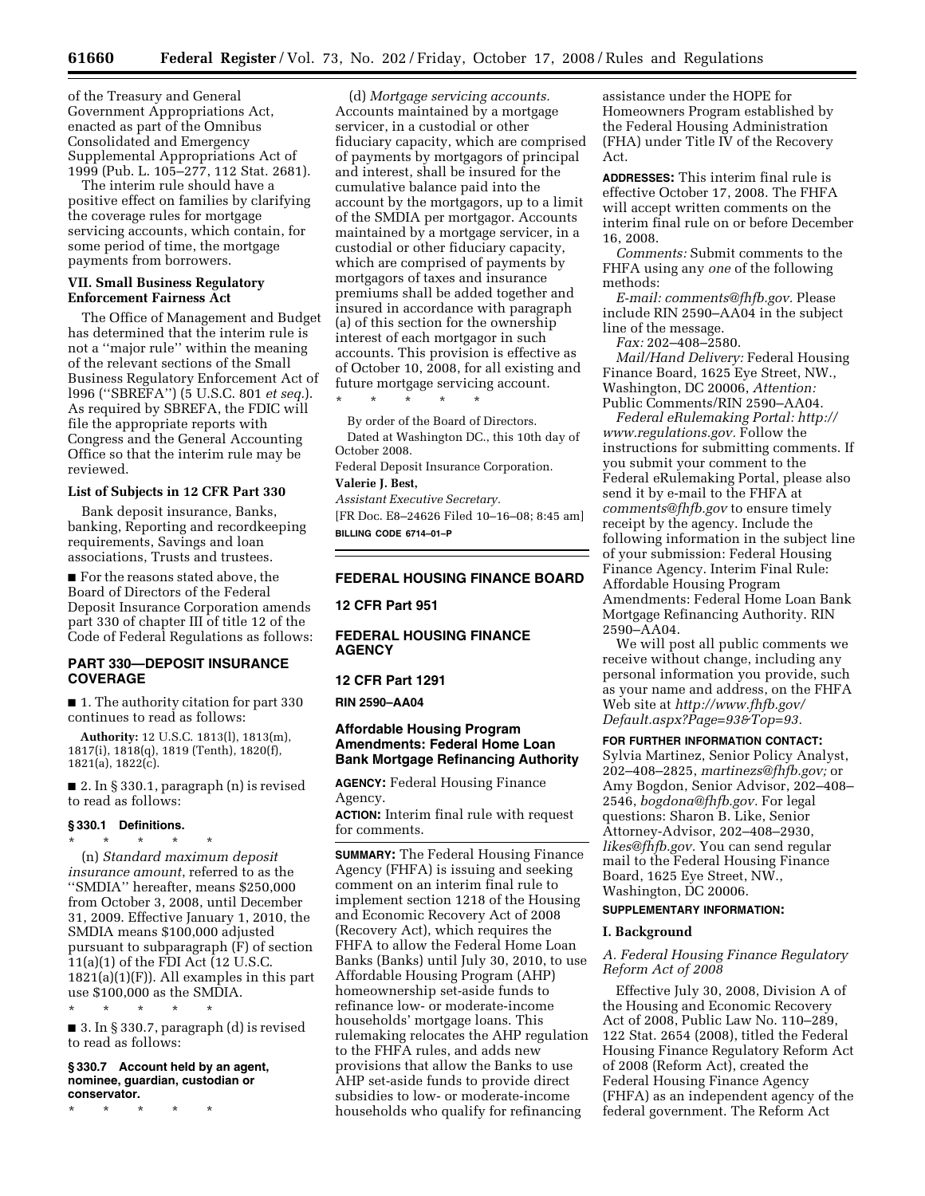of the Treasury and General Government Appropriations Act, enacted as part of the Omnibus Consolidated and Emergency Supplemental Appropriations Act of 1999 (Pub. L. 105–277, 112 Stat. 2681).

The interim rule should have a positive effect on families by clarifying the coverage rules for mortgage servicing accounts, which contain, for some period of time, the mortgage payments from borrowers.

### VII. Small Business Regulatory Enforcement Fairness Act

The Office of Management and Budget has determined that the interim rule is not a ''major rule'' within the meaning of the relevant sections of the Small Business Regulatory Enforcement Act of l996 (''SBREFA'') (5 U.S.C. 801 *et seq.*). As required by SBREFA, the FDIC will file the appropriate reports with Congress and the General Accounting Office so that the interim rule may be reviewed.

### List of Subjects in 12 CFR Part 330

Bank deposit insurance, Banks, banking, Reporting and recordkeeping requirements, Savings and loan associations, Trusts and trustees.

■ For the reasons stated above, the Board of Directors of the Federal Deposit Insurance Corporation amends part 330 of chapter III of title 12 of the Code of Federal Regulations as follows:

## PART 330—DEPOSIT INSURANCE COVERAGE

■ 1. The authority citation for part 330 continues to read as follows:

**Authority:** 12 U.S.C. 1813(l), 1813(m), 1817(i), 1818(q), 1819 (Tenth), 1820(f), 1821(a), 1822(c).

■ 2. In § 330.1, paragraph (n) is revised to read as follows:

### § 330.1 Definitions.

\* \* \* \* \*

(n) *Standard maximum deposit insurance amount*, referred to as the ''SMDIA'' hereafter, means $250,000 from October 3, 2008, until December 31, 2009. Effective January 1, 2010, the SMDIA means $100,000 adjusted pursuant to subparagraph (F) of section 11(a)(1) of the FDI Act (12 U.S.C. 1821(a)(1)(F)). All examples in this part use $100,000 as the SMDIA.

\* \* \* \* \*

■ 3. In § 330.7, paragraph (d) is revised to read as follows:

### § 330.7 Account held by an agent, nominee, guardian, custodian or conservator.

\* \* \* \* \*

(d) *Mortgage servicing accounts.* Accounts maintained by a mortgage servicer, in a custodial or other fiduciary capacity, which are comprised of payments by mortgagors of principal and interest, shall be insured for the cumulative balance paid into the account by the mortgagors, up to a limit of the SMDIA per mortgagor. Accounts maintained by a mortgage servicer, in a custodial or other fiduciary capacity, which are comprised of payments by mortgagors of taxes and insurance premiums shall be added together and insured in accordance with paragraph (a) of this section for the ownership interest of each mortgagor in such accounts. This provision is effective as of October 10, 2008, for all existing and future mortgage servicing account.

\* \* \* \* \*

By order of the Board of Directors.

Dated at Washington DC., this 10th day of October 2008.

Federal Deposit Insurance Corporation.

**Valerie J. Best,**

*Assistant Executive Secretary.*

[FR Doc. E8–24626 Filed 10–16–08; 8:45 am]

**BILLING CODE 6714–01–P**

---

## FEDERAL HOUSING FINANCE BOARD

## 12 CFR Part 951

## FEDERAL HOUSING FINANCE AGENCY

## 12 CFR Part 1291

**RIN 2590–AA04**

## Affordable Housing Program Amendments: Federal Home Loan Bank Mortgage Refinancing Authority

**AGENCY:** Federal Housing Finance Agency.

**ACTION:** Interim final rule with request for comments.

**SUMMARY:** The Federal Housing Finance Agency (FHFA) is issuing and seeking comment on an interim final rule to implement section 1218 of the Housing and Economic Recovery Act of 2008 (Recovery Act), which requires the FHFA to allow the Federal Home Loan Banks (Banks) until July 30, 2010, to use Affordable Housing Program (AHP) homeownership set-aside funds to refinance low- or moderate-income households' mortgage loans. This rulemaking relocates the AHP regulation to the FHFA rules, and adds new provisions that allow the Banks to use AHP set-aside funds to provide direct subsidies to low- or moderate-income households who qualify for refinancing assistance under the HOPE for Homeowners Program established by the Federal Housing Administration (FHA) under Title IV of the Recovery Act.

**ADDRESSES:** This interim final rule is effective October 17, 2008. The FHFA will accept written comments on the interim final rule on or before December 16, 2008.

*Comments:* Submit comments to the FHFA using any *one* of the following methods:

*E-mail: comments@fhfb.gov.* Please include RIN 2590–AA04 in the subject line of the message.

*Fax:* 202–408–2580.

*Mail/Hand Delivery:* Federal Housing Finance Board, 1625 Eye Street, NW., Washington, DC 20006, *Attention:* Public Comments/RIN 2590–AA04.

*Federal eRulemaking Portal: http://www.regulations.gov.* Follow the instructions for submitting comments. If you submit your comment to the Federal eRulemaking Portal, please also send it by e-mail to the FHFA at *comments@fhfb.gov* to ensure timely receipt by the agency. Include the following information in the subject line of your submission: Federal Housing Finance Agency. Interim Final Rule: Affordable Housing Program Amendments: Federal Home Loan Bank Mortgage Refinancing Authority. RIN 2590–AA04.

We will post all public comments we receive without change, including any personal information you provide, such as your name and address, on the FHFA Web site at *http://www.fhfb.gov/Default.aspx?Page=93&Top=93.*

**FOR FURTHER INFORMATION CONTACT:** Sylvia Martinez, Senior Policy Analyst, 202–408–2825, *martinezs@fhfb.gov;* or Amy Bogdon, Senior Advisor, 202–408–2546, *bogdona@fhfb.gov.* For legal questions: Sharon B. Like, Senior Attorney-Advisor, 202–408–2930, *likes@fhfb.gov.* You can send regular mail to the Federal Housing Finance Board, 1625 Eye Street, NW., Washington, DC 20006.

**SUPPLEMENTARY INFORMATION:**

### I. Background

#### *A. Federal Housing Finance Regulatory Reform Act of 2008*

Effective July 30, 2008, Division A of the Housing and Economic Recovery Act of 2008, Public Law No. 110–289, 122 Stat. 2654 (2008), titled the Federal Housing Finance Regulatory Reform Act of 2008 (Reform Act), created the Federal Housing Finance Agency (FHFA) as an independent agency of the federal government. The Reform Act